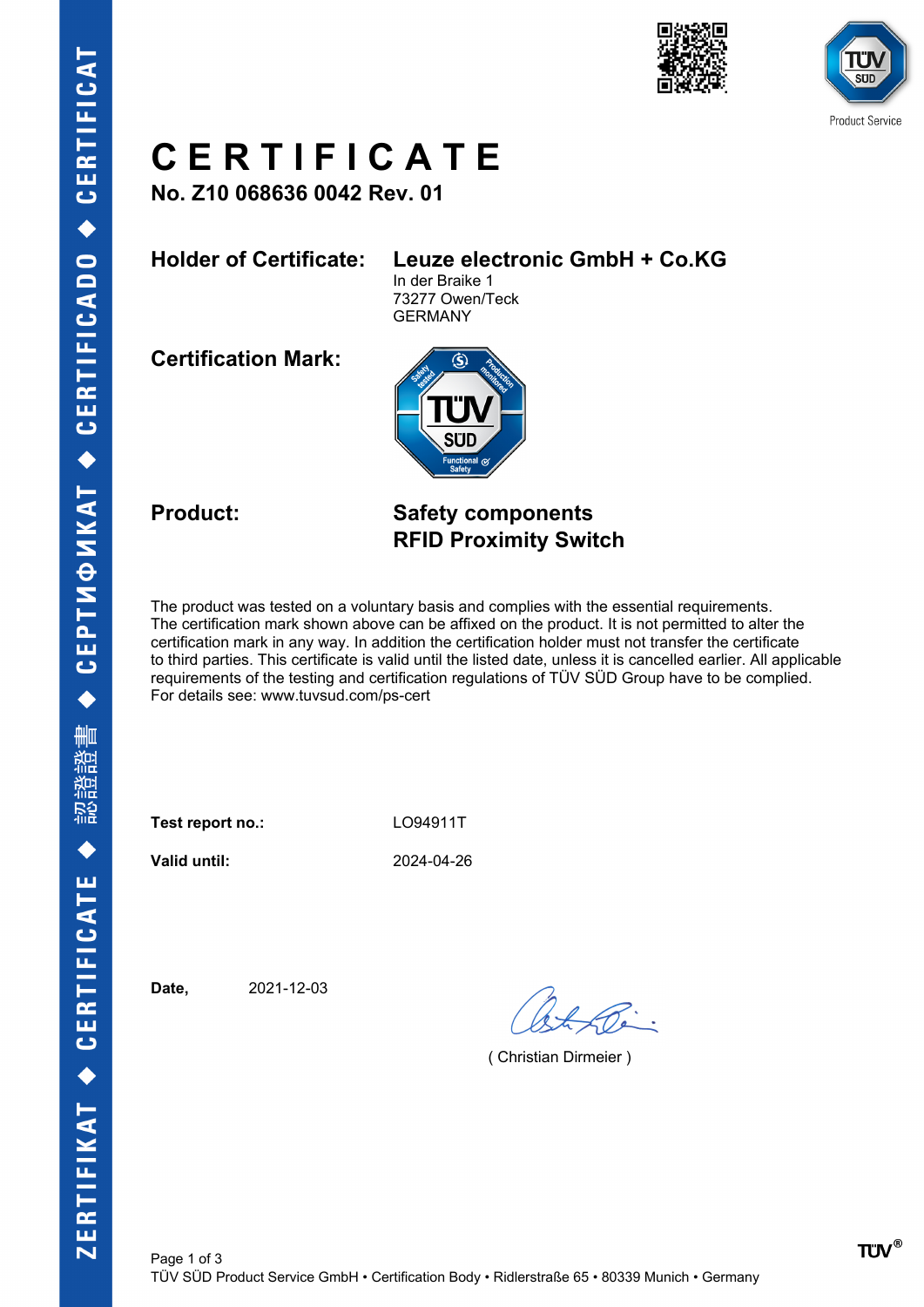# CERTIFICATE

**No. Z10 068636 0042 Rev. 01**

**Holder of Certificate:** **Leuze electronic GmbH + Co.KG**
In der Braike 1
73277 Owen/Teck
GERMANY

**Certification Mark:**

**Product:** **Safety components**
**RFID Proximity Switch**

The product was tested on a voluntary basis and complies with the essential requirements. The certification mark shown above can be affixed on the product. It is not permitted to alter the certification mark in any way. In addition the certification holder must not transfer the certificate to third parties. This certificate is valid until the listed date, unless it is cancelled earlier. All applicable requirements of the testing and certification regulations of TÜV SÜD Group have to be complied.
For details see: www.tuvsud.com/ps-cert

**Test report no.:** LO94911T

**Valid until:** 2024-04-26

**Date,** 2021-12-03

( Christian Dirmeier )

TÜV SÜD Product Service GmbH • Certification Body • Ridlerstraße 65 • 80339 Munich • Germany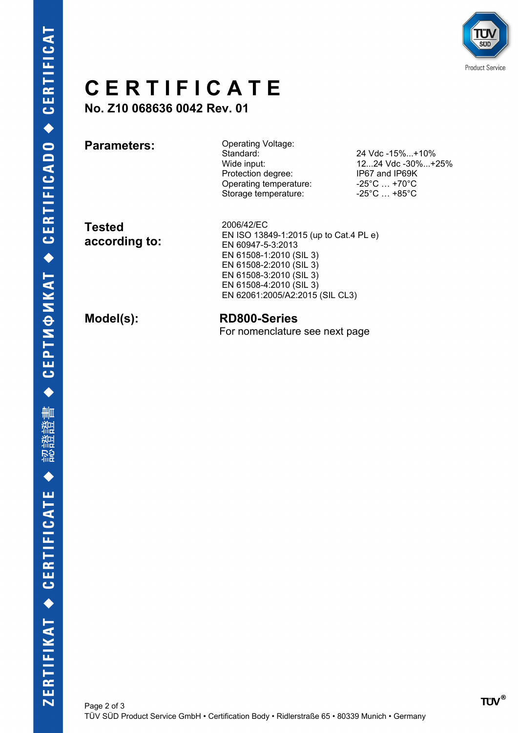# CERTIFICATE

**No. Z10 068636 0042 Rev. 01**

| | | |
|---|---|---|
| **Parameters:** | Operating Voltage: | |
| | Standard: | 24 Vdc -15%...+10% |
| | Wide input: | 12...24 Vdc -30%...+25% |
| | Protection degree: | IP67 and IP69K |
| | Operating temperature: | -25°C … +70°C |
| | Storage temperature: | -25°C … +85°C |

**Tested according to:**

2006/42/EC
EN ISO 13849-1:2015 (up to Cat.4 PL e)
EN 60947-5-3:2013
EN 61508-1:2010 (SIL 3)
EN 61508-2:2010 (SIL 3)
EN 61508-3:2010 (SIL 3)
EN 61508-4:2010 (SIL 3)
EN 62061:2005/A2:2015 (SIL CL3)

**Model(s):**

**RD800-Series**
For nomenclature see next page

TÜV SÜD Product Service GmbH • Certification Body • Ridlerstraße 65 • 80339 Munich • Germany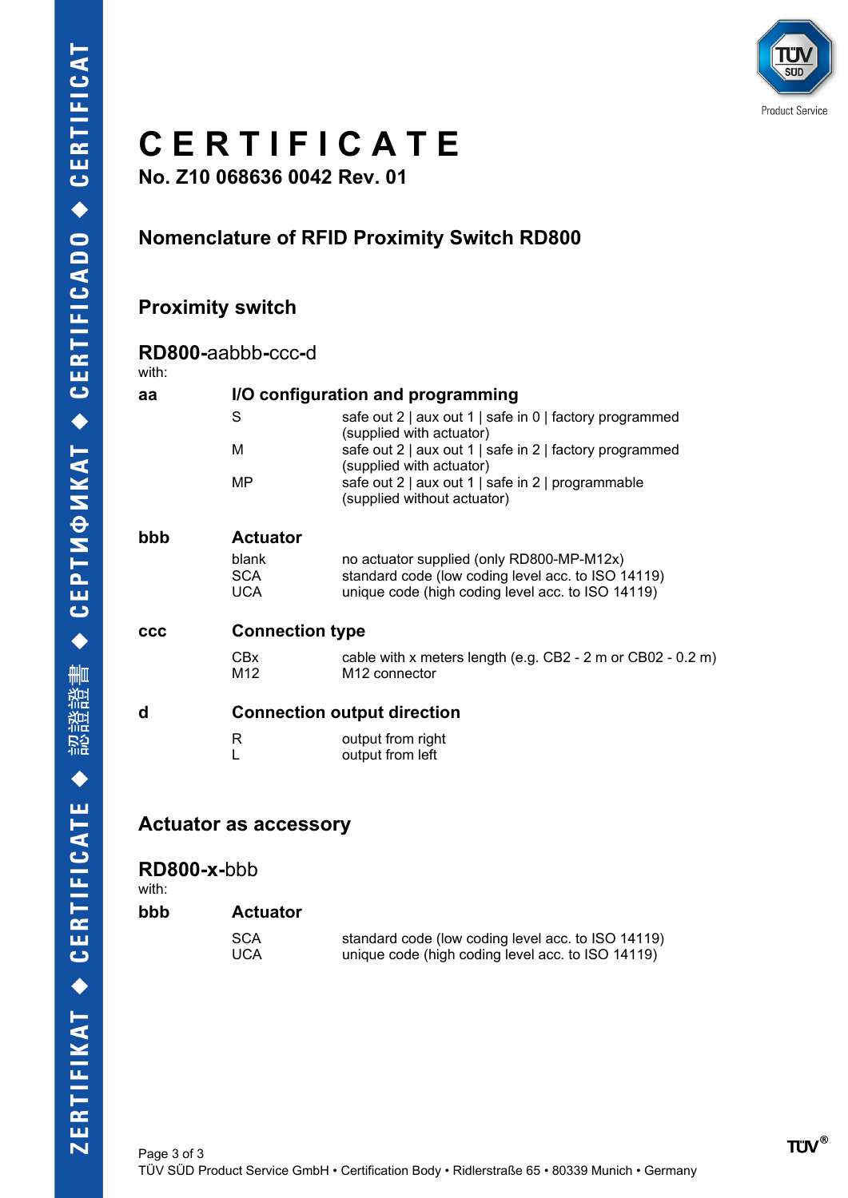# CERTIFICATE

**No. Z10 068636 0042 Rev. 01**

## Nomenclature of RFID Proximity Switch RD800

## Proximity switch

**RD800-**aabbb**-**ccc**-**d

with:

**aa** — **I/O configuration and programming**

| | |
|---|---|
| S | safe out 2 \| aux out 1 \| safe in 0 \| factory programmed (supplied with actuator) |
| M | safe out 2 \| aux out 1 \| safe in 2 \| factory programmed (supplied with actuator) |
| MP | safe out 2 \| aux out 1 \| safe in 2 \| programmable (supplied without actuator) |

**bbb** — **Actuator**

| | |
|---|---|
| blank | no actuator supplied (only RD800-MP-M12x) |
| SCA | standard code (low coding level acc. to ISO 14119) |
| UCA | unique code (high coding level acc. to ISO 14119) |

**ccc** — **Connection type**

| | |
|---|---|
| CBx | cable with x meters length (e.g. CB2 - 2 m or CB02 - 0.2 m) |
| M12 | M12 connector |

**d** — **Connection output direction**

| | |
|---|---|
| R | output from right |
| L | output from left |

## Actuator as accessory

**RD800-x-**bbb

with:

**bbb** — **Actuator**

| | |
|---|---|
| SCA | standard code (low coding level acc. to ISO 14119) |
| UCA | unique code (high coding level acc. to ISO 14119) |

TÜV SÜD Product Service GmbH • Certification Body • Ridlerstraße 65 • 80339 Munich • Germany